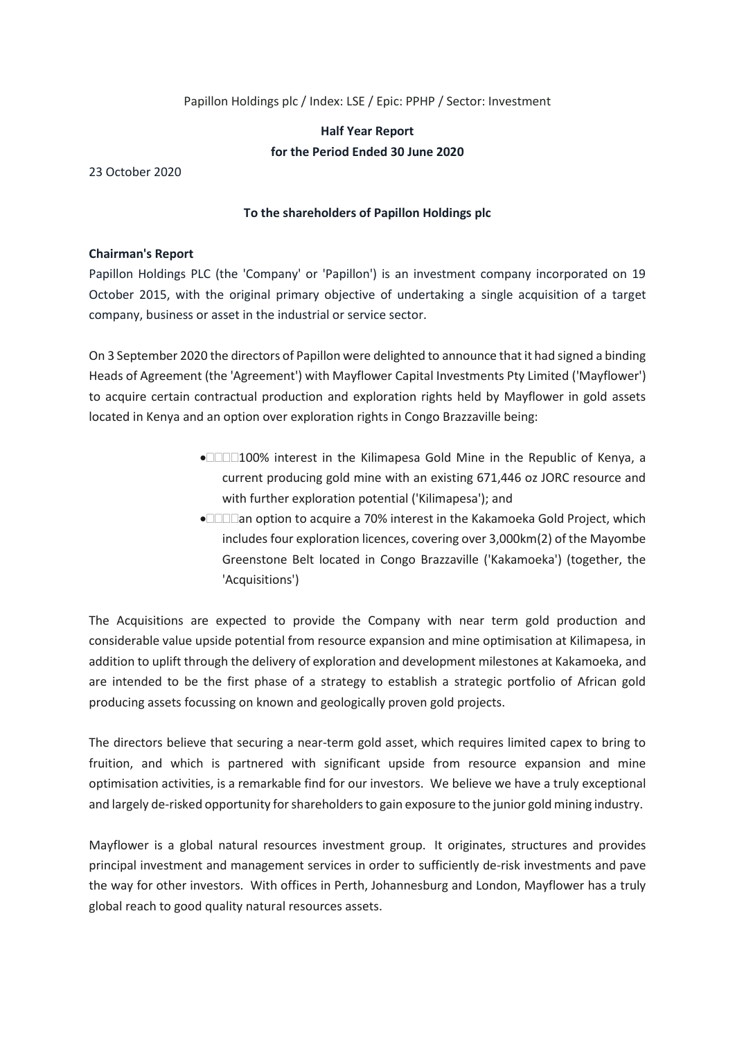Papillon Holdings plc / Index: LSE / Epic: PPHP / Sector: Investment

**Half Year Report**
**for the Period Ended 30 June 2020**

23 October 2020

**To the shareholders of Papillon Holdings plc**

**Chairman's Report**

Papillon Holdings PLC (the 'Company' or 'Papillon') is an investment company incorporated on 19 October 2015, with the original primary objective of undertaking a single acquisition of a target company, business or asset in the industrial or service sector.

On 3 September 2020 the directors of Papillon were delighted to announce that it had signed a binding Heads of Agreement (the 'Agreement') with Mayflower Capital Investments Pty Limited ('Mayflower') to acquire certain contractual production and exploration rights held by Mayflower in gold assets located in Kenya and an option over exploration rights in Congo Brazzaville being:

- 100% interest in the Kilimapesa Gold Mine in the Republic of Kenya, a current producing gold mine with an existing 671,446 oz JORC resource and with further exploration potential ('Kilimapesa'); and
- an option to acquire a 70% interest in the Kakamoeka Gold Project, which includes four exploration licences, covering over 3,000km(2) of the Mayombe Greenstone Belt located in Congo Brazzaville ('Kakamoeka') (together, the 'Acquisitions')

The Acquisitions are expected to provide the Company with near term gold production and considerable value upside potential from resource expansion and mine optimisation at Kilimapesa, in addition to uplift through the delivery of exploration and development milestones at Kakamoeka, and are intended to be the first phase of a strategy to establish a strategic portfolio of African gold producing assets focussing on known and geologically proven gold projects.

The directors believe that securing a near-term gold asset, which requires limited capex to bring to fruition, and which is partnered with significant upside from resource expansion and mine optimisation activities, is a remarkable find for our investors. We believe we have a truly exceptional and largely de-risked opportunity for shareholders to gain exposure to the junior gold mining industry.

Mayflower is a global natural resources investment group. It originates, structures and provides principal investment and management services in order to sufficiently de-risk investments and pave the way for other investors. With offices in Perth, Johannesburg and London, Mayflower has a truly global reach to good quality natural resources assets.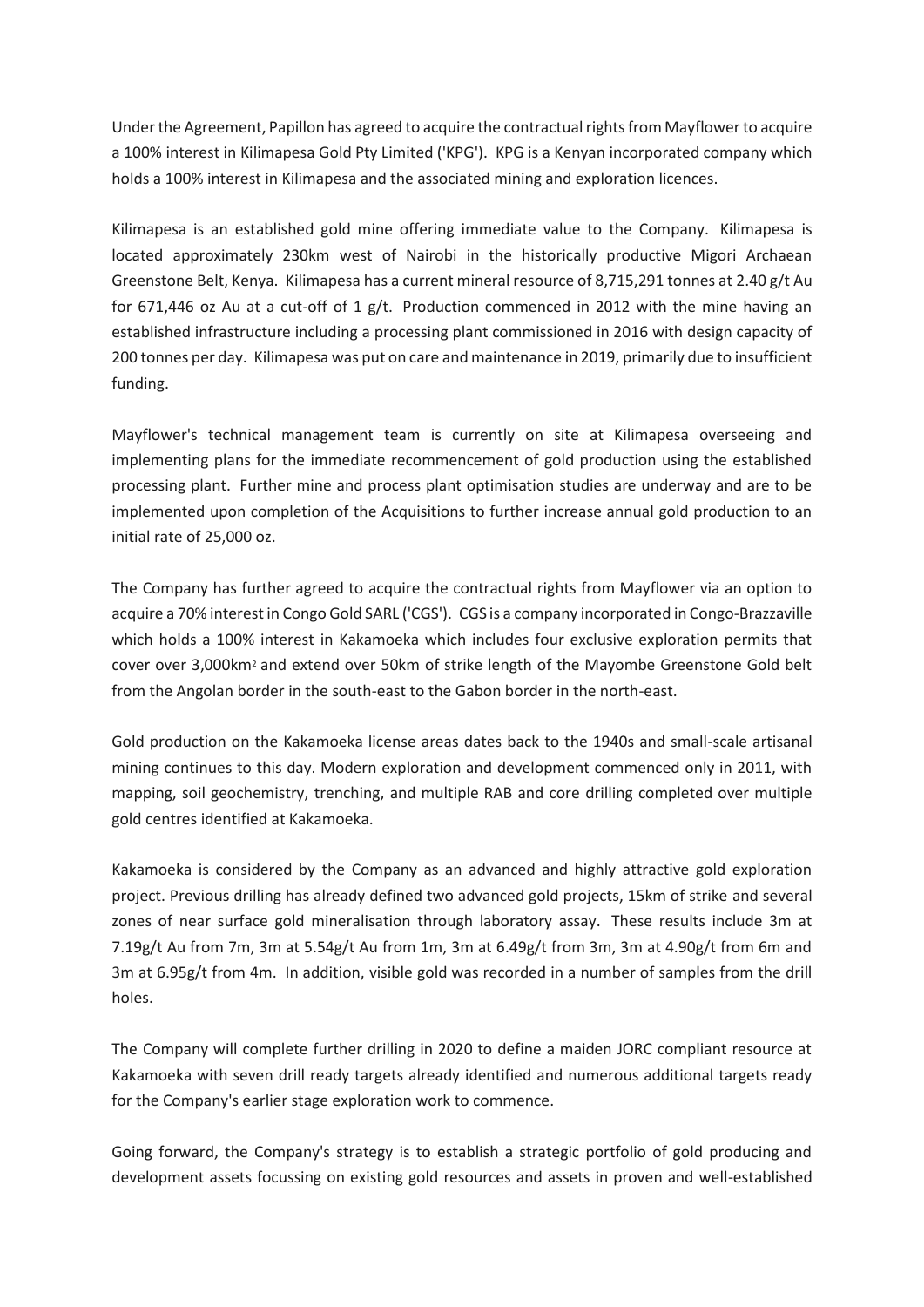Under the Agreement, Papillon has agreed to acquire the contractual rights from Mayflower to acquire a 100% interest in Kilimapesa Gold Pty Limited ('KPG'). KPG is a Kenyan incorporated company which holds a 100% interest in Kilimapesa and the associated mining and exploration licences.

Kilimapesa is an established gold mine offering immediate value to the Company. Kilimapesa is located approximately 230km west of Nairobi in the historically productive Migori Archaean Greenstone Belt, Kenya. Kilimapesa has a current mineral resource of 8,715,291 tonnes at 2.40 g/t Au for 671,446 oz Au at a cut-off of 1 g/t. Production commenced in 2012 with the mine having an established infrastructure including a processing plant commissioned in 2016 with design capacity of 200 tonnes per day. Kilimapesa was put on care and maintenance in 2019, primarily due to insufficient funding.

Mayflower's technical management team is currently on site at Kilimapesa overseeing and implementing plans for the immediate recommencement of gold production using the established processing plant. Further mine and process plant optimisation studies are underway and are to be implemented upon completion of the Acquisitions to further increase annual gold production to an initial rate of 25,000 oz.

The Company has further agreed to acquire the contractual rights from Mayflower via an option to acquire a 70% interest in Congo Gold SARL ('CGS'). CGS is a company incorporated in Congo-Brazzaville which holds a 100% interest in Kakamoeka which includes four exclusive exploration permits that cover over 3,000km$^2$ and extend over 50km of strike length of the Mayombe Greenstone Gold belt from the Angolan border in the south-east to the Gabon border in the north-east.

Gold production on the Kakamoeka license areas dates back to the 1940s and small-scale artisanal mining continues to this day. Modern exploration and development commenced only in 2011, with mapping, soil geochemistry, trenching, and multiple RAB and core drilling completed over multiple gold centres identified at Kakamoeka.

Kakamoeka is considered by the Company as an advanced and highly attractive gold exploration project. Previous drilling has already defined two advanced gold projects, 15km of strike and several zones of near surface gold mineralisation through laboratory assay. These results include 3m at 7.19g/t Au from 7m, 3m at 5.54g/t Au from 1m, 3m at 6.49g/t from 3m, 3m at 4.90g/t from 6m and 3m at 6.95g/t from 4m. In addition, visible gold was recorded in a number of samples from the drill holes.

The Company will complete further drilling in 2020 to define a maiden JORC compliant resource at Kakamoeka with seven drill ready targets already identified and numerous additional targets ready for the Company's earlier stage exploration work to commence.

Going forward, the Company's strategy is to establish a strategic portfolio of gold producing and development assets focussing on existing gold resources and assets in proven and well-established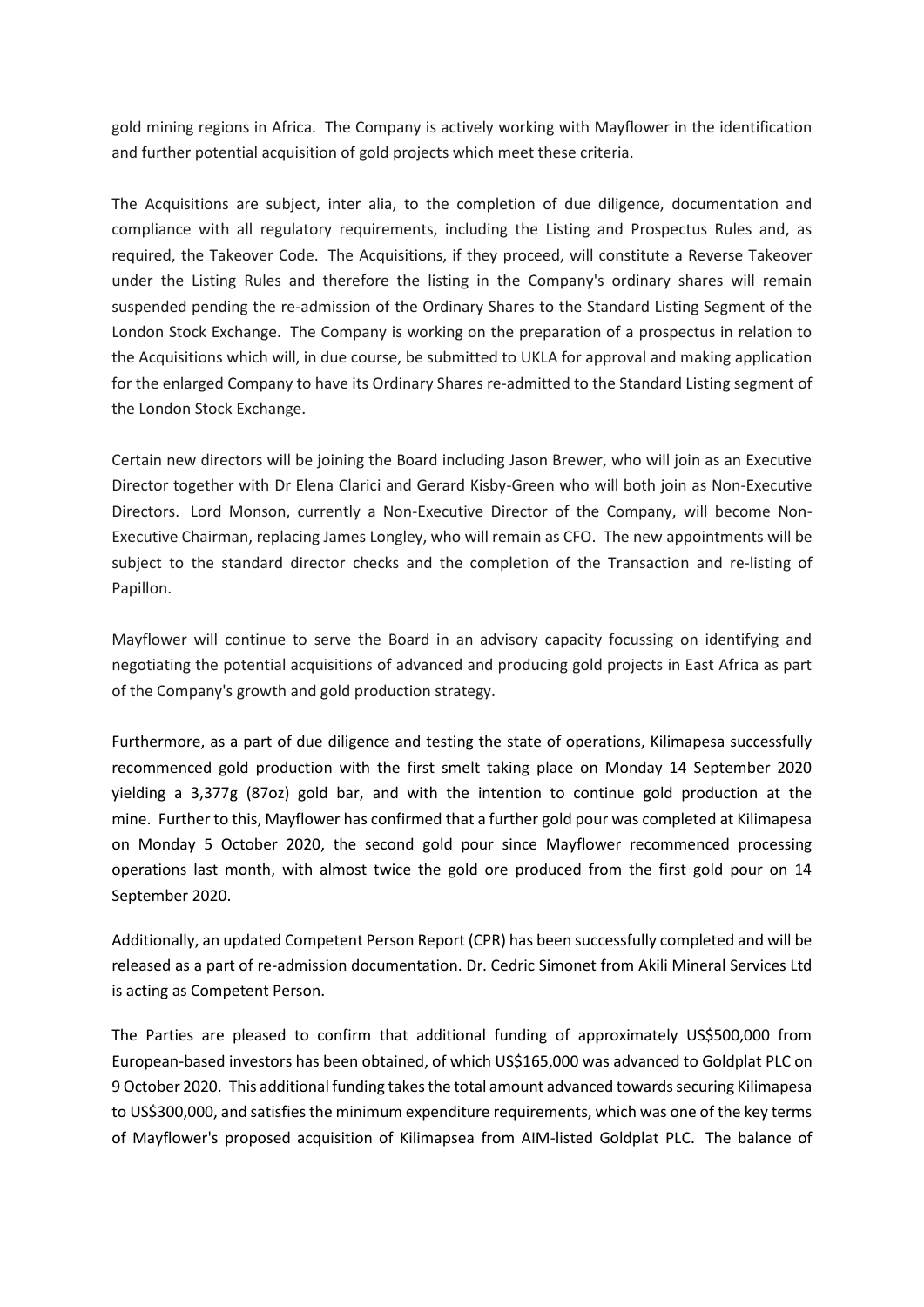gold mining regions in Africa. The Company is actively working with Mayflower in the identification and further potential acquisition of gold projects which meet these criteria.

The Acquisitions are subject, inter alia, to the completion of due diligence, documentation and compliance with all regulatory requirements, including the Listing and Prospectus Rules and, as required, the Takeover Code. The Acquisitions, if they proceed, will constitute a Reverse Takeover under the Listing Rules and therefore the listing in the Company's ordinary shares will remain suspended pending the re-admission of the Ordinary Shares to the Standard Listing Segment of the London Stock Exchange. The Company is working on the preparation of a prospectus in relation to the Acquisitions which will, in due course, be submitted to UKLA for approval and making application for the enlarged Company to have its Ordinary Shares re-admitted to the Standard Listing segment of the London Stock Exchange.

Certain new directors will be joining the Board including Jason Brewer, who will join as an Executive Director together with Dr Elena Clarici and Gerard Kisby-Green who will both join as Non-Executive Directors. Lord Monson, currently a Non-Executive Director of the Company, will become Non-Executive Chairman, replacing James Longley, who will remain as CFO. The new appointments will be subject to the standard director checks and the completion of the Transaction and re-listing of Papillon.

Mayflower will continue to serve the Board in an advisory capacity focussing on identifying and negotiating the potential acquisitions of advanced and producing gold projects in East Africa as part of the Company's growth and gold production strategy.

Furthermore, as a part of due diligence and testing the state of operations, Kilimapesa successfully recommenced gold production with the first smelt taking place on Monday 14 September 2020 yielding a 3,377g (87oz) gold bar, and with the intention to continue gold production at the mine. Further to this, Mayflower has confirmed that a further gold pour was completed at Kilimapesa on Monday 5 October 2020, the second gold pour since Mayflower recommenced processing operations last month, with almost twice the gold ore produced from the first gold pour on 14 September 2020.

Additionally, an updated Competent Person Report (CPR) has been successfully completed and will be released as a part of re-admission documentation. Dr. Cedric Simonet from Akili Mineral Services Ltd is acting as Competent Person.

The Parties are pleased to confirm that additional funding of approximately US$500,000 from European-based investors has been obtained, of which US$165,000 was advanced to Goldplat PLC on 9 October 2020. This additional funding takes the total amount advanced towards securing Kilimapesa to US$300,000, and satisfies the minimum expenditure requirements, which was one of the key terms of Mayflower's proposed acquisition of Kilimapsea from AIM-listed Goldplat PLC. The balance of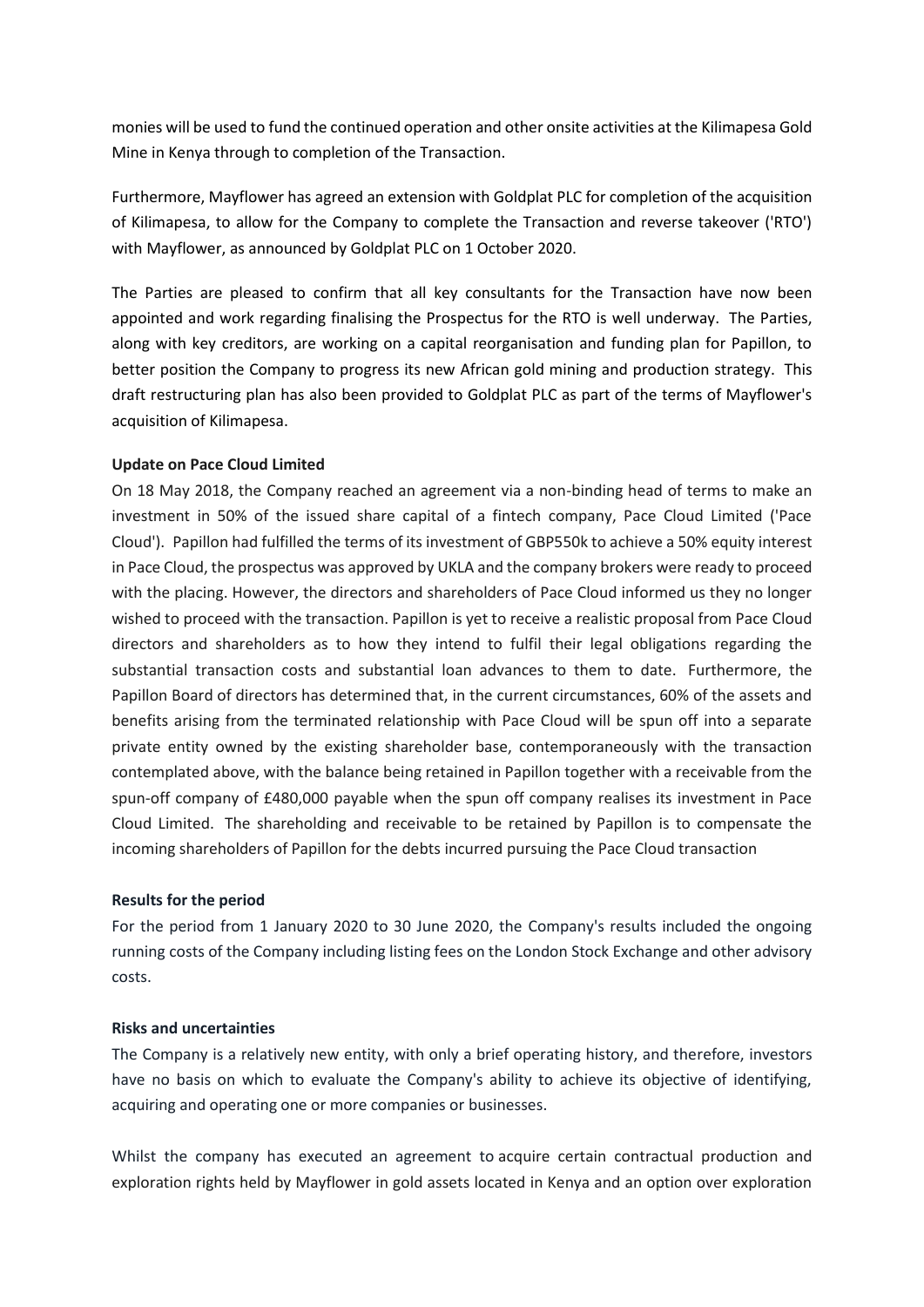monies will be used to fund the continued operation and other onsite activities at the Kilimapesa Gold Mine in Kenya through to completion of the Transaction.

Furthermore, Mayflower has agreed an extension with Goldplat PLC for completion of the acquisition of Kilimapesa, to allow for the Company to complete the Transaction and reverse takeover ('RTO') with Mayflower, as announced by Goldplat PLC on 1 October 2020.

The Parties are pleased to confirm that all key consultants for the Transaction have now been appointed and work regarding finalising the Prospectus for the RTO is well underway. The Parties, along with key creditors, are working on a capital reorganisation and funding plan for Papillon, to better position the Company to progress its new African gold mining and production strategy. This draft restructuring plan has also been provided to Goldplat PLC as part of the terms of Mayflower's acquisition of Kilimapesa.

**Update on Pace Cloud Limited**

On 18 May 2018, the Company reached an agreement via a non-binding head of terms to make an investment in 50% of the issued share capital of a fintech company, Pace Cloud Limited ('Pace Cloud'). Papillon had fulfilled the terms of its investment of GBP550k to achieve a 50% equity interest in Pace Cloud, the prospectus was approved by UKLA and the company brokers were ready to proceed with the placing. However, the directors and shareholders of Pace Cloud informed us they no longer wished to proceed with the transaction. Papillon is yet to receive a realistic proposal from Pace Cloud directors and shareholders as to how they intend to fulfil their legal obligations regarding the substantial transaction costs and substantial loan advances to them to date. Furthermore, the Papillon Board of directors has determined that, in the current circumstances, 60% of the assets and benefits arising from the terminated relationship with Pace Cloud will be spun off into a separate private entity owned by the existing shareholder base, contemporaneously with the transaction contemplated above, with the balance being retained in Papillon together with a receivable from the spun-off company of £480,000 payable when the spun off company realises its investment in Pace Cloud Limited. The shareholding and receivable to be retained by Papillon is to compensate the incoming shareholders of Papillon for the debts incurred pursuing the Pace Cloud transaction

**Results for the period**

For the period from 1 January 2020 to 30 June 2020, the Company's results included the ongoing running costs of the Company including listing fees on the London Stock Exchange and other advisory costs.

**Risks and uncertainties**

The Company is a relatively new entity, with only a brief operating history, and therefore, investors have no basis on which to evaluate the Company's ability to achieve its objective of identifying, acquiring and operating one or more companies or businesses.

Whilst the company has executed an agreement to acquire certain contractual production and exploration rights held by Mayflower in gold assets located in Kenya and an option over exploration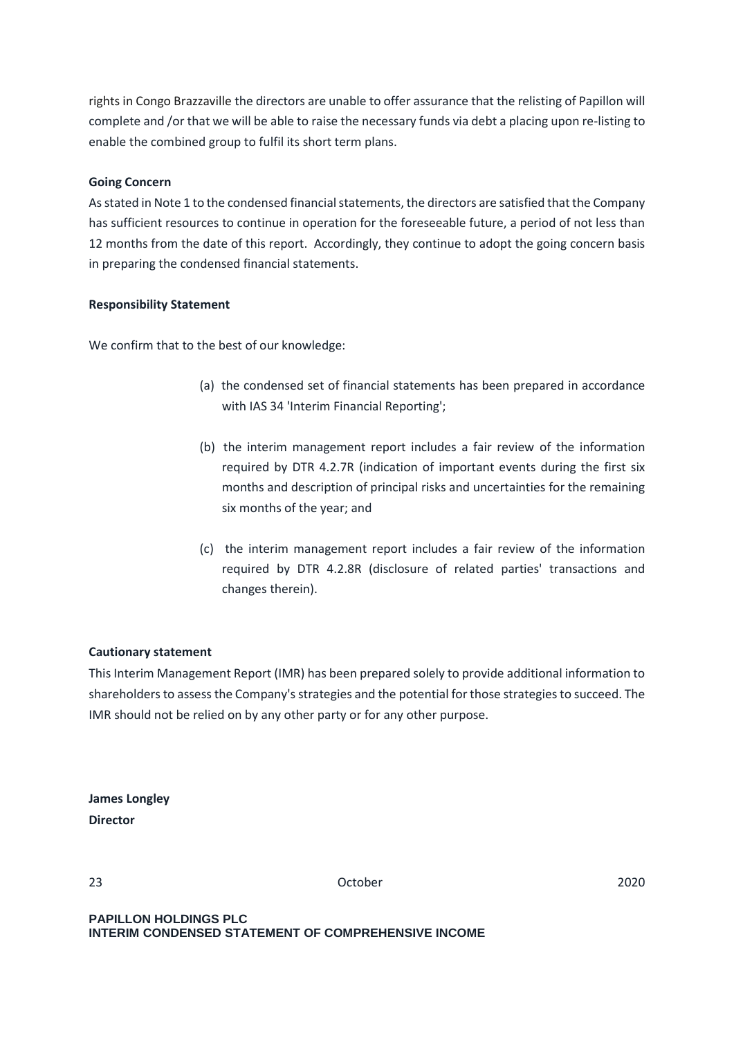rights in Congo Brazzaville the directors are unable to offer assurance that the relisting of Papillon will complete and /or that we will be able to raise the necessary funds via debt a placing upon re-listing to enable the combined group to fulfil its short term plans.

**Going Concern**

As stated in Note 1 to the condensed financial statements, the directors are satisfied that the Company has sufficient resources to continue in operation for the foreseeable future, a period of not less than 12 months from the date of this report. Accordingly, they continue to adopt the going concern basis in preparing the condensed financial statements.

**Responsibility Statement**

We confirm that to the best of our knowledge:

(a) the condensed set of financial statements has been prepared in accordance with IAS 34 'Interim Financial Reporting';

(b) the interim management report includes a fair review of the information required by DTR 4.2.7R (indication of important events during the first six months and description of principal risks and uncertainties for the remaining six months of the year; and

(c) the interim management report includes a fair review of the information required by DTR 4.2.8R (disclosure of related parties' transactions and changes therein).

**Cautionary statement**

This Interim Management Report (IMR) has been prepared solely to provide additional information to shareholders to assess the Company's strategies and the potential for those strategies to succeed. The IMR should not be relied on by any other party or for any other purpose.

**James Longley**
**Director**

23 October 2020

**PAPILLON HOLDINGS PLC**
**INTERIM CONDENSED STATEMENT OF COMPREHENSIVE INCOME**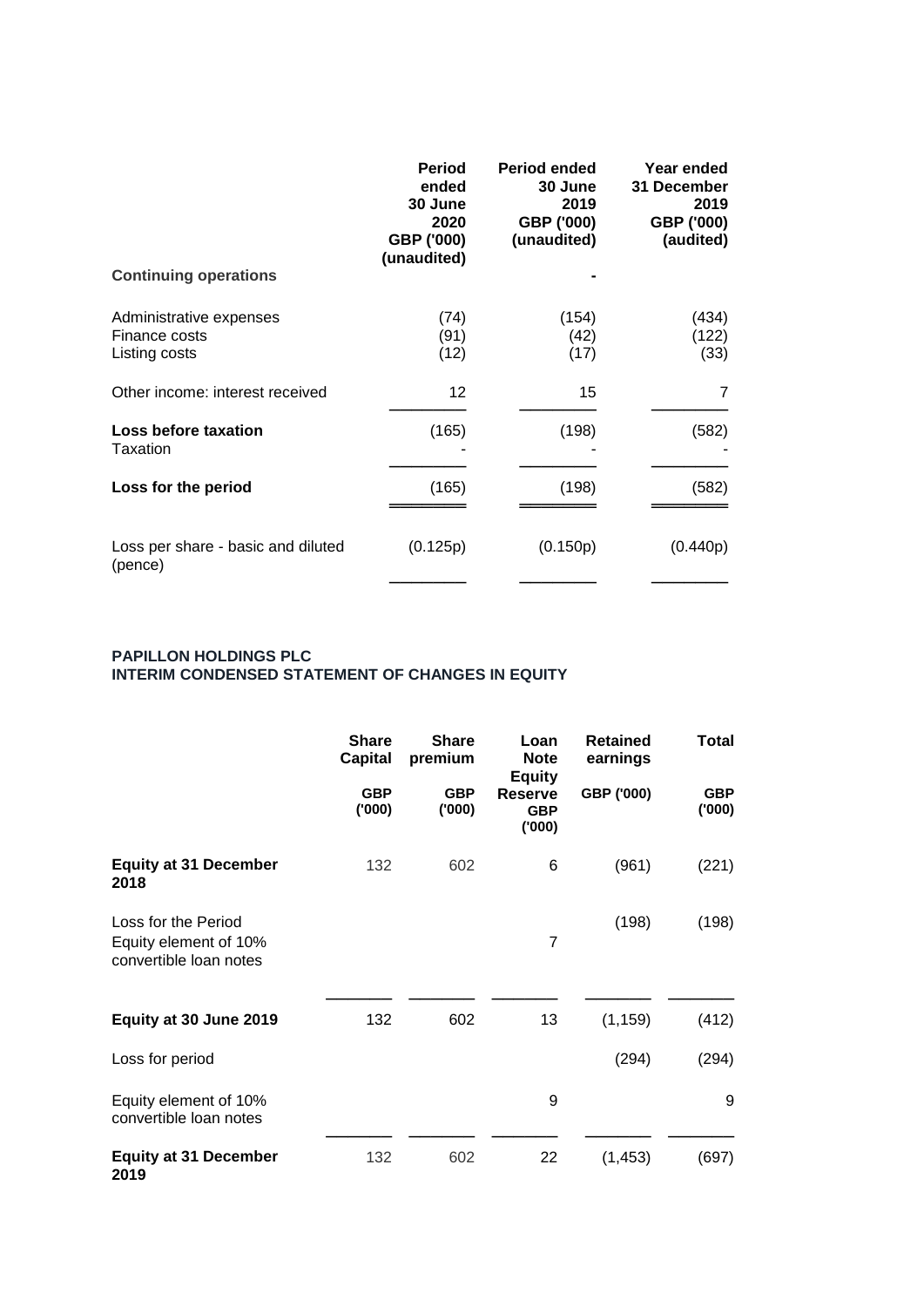| | Period ended 30 June 2020 GBP ('000) (unaudited) | Period ended 30 June 2019 GBP ('000) (unaudited) | Year ended 31 December 2019 GBP ('000) (audited) |
|---|---|---|---|
| **Continuing operations** | | - | |
| Administrative expenses | (74) | (154) | (434) |
| Finance costs | (91) | (42) | (122) |
| Listing costs | (12) | (17) | (33) |
| Other income: interest received | 12 | 15 | 7 |
| **Loss before taxation** | (165) | (198) | (582) |
| Taxation | - | - | - |
| **Loss for the period** | (165) | (198) | (582) |
| Loss per share - basic and diluted (pence) | (0.125p) | (0.150p) | (0.440p) |

**PAPILLON HOLDINGS PLC**
**INTERIM CONDENSED STATEMENT OF CHANGES IN EQUITY**

| | Share Capital GBP ('000) | Share premium GBP ('000) | Loan Note Equity Reserve GBP ('000) | Retained earnings GBP ('000) | Total GBP ('000) |
|---|---|---|---|---|---|
| **Equity at 31 December 2018** | 132 | 602 | 6 | (961) | (221) |
| Loss for the Period | | | | (198) | (198) |
| Equity element of 10% convertible loan notes | | | 7 | | |
| **Equity at 30 June 2019** | 132 | 602 | 13 | (1,159) | (412) |
| Loss for period | | | | (294) | (294) |
| Equity element of 10% convertible loan notes | | | 9 | | 9 |
| **Equity at 31 December 2019** | 132 | 602 | 22 | (1,453) | (697) |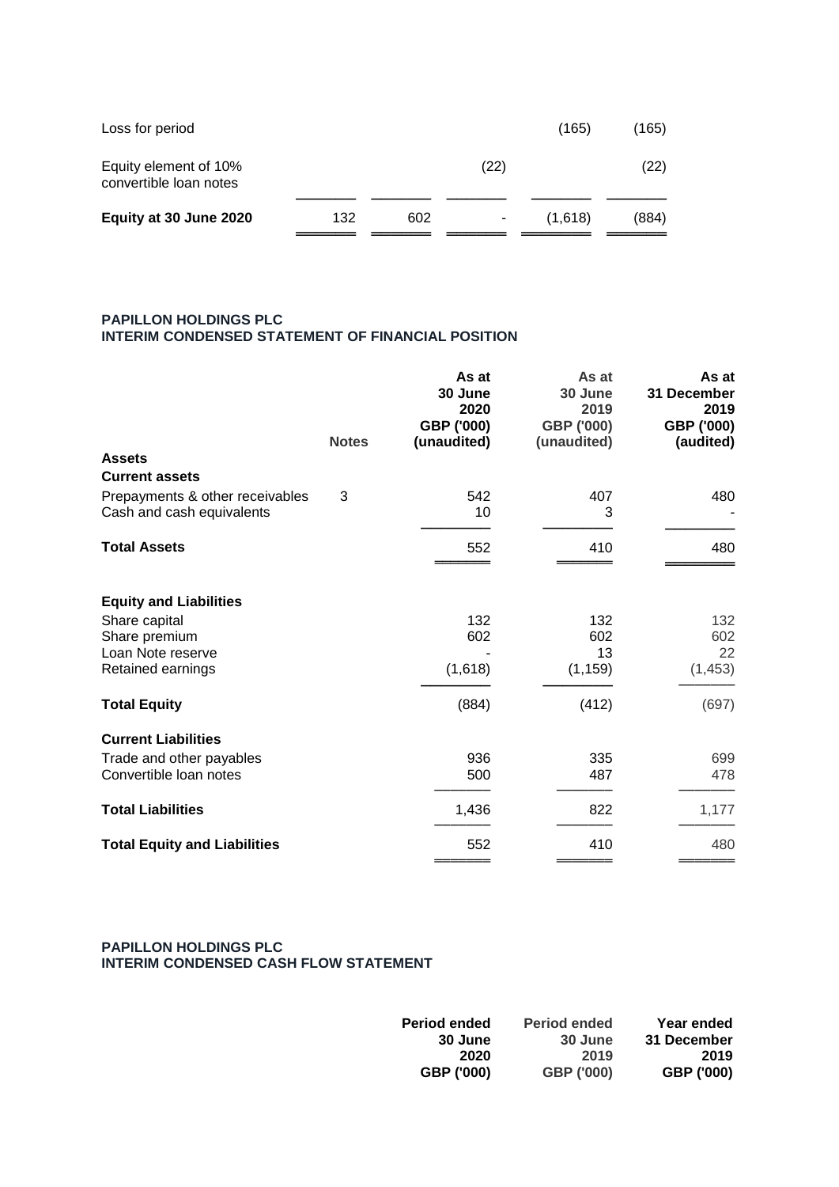| | | | | | |
|---|---|---|---|---|---|
| Loss for period | | | | (165) | (165) |
| Equity element of 10% convertible loan notes | | | (22) | | (22) |
| **Equity at 30 June 2020** | 132 | 602 | - | (1,618) | (884) |

**PAPILLON HOLDINGS PLC**
**INTERIM CONDENSED STATEMENT OF FINANCIAL POSITION**

| | Notes | As at 30 June 2020 GBP ('000) (unaudited) | As at 30 June 2019 GBP ('000) (unaudited) | As at 31 December 2019 GBP ('000) (audited) |
|---|---|---|---|---|
| **Assets** | | | | |
| **Current assets** | | | | |
| Prepayments & other receivables | 3 | 542 | 407 | 480 |
| Cash and cash equivalents | | 10 | 3 | - |
| **Total Assets** | | 552 | 410 | 480 |
| | | | | |
| **Equity and Liabilities** | | | | |
| Share capital | | 132 | 132 | 132 |
| Share premium | | 602 | 602 | 602 |
| Loan Note reserve | | - | 13 | 22 |
| Retained earnings | | (1,618) | (1,159) | (1,453) |
| **Total Equity** | | (884) | (412) | (697) |
| **Current Liabilities** | | | | |
| Trade and other payables | | 936 | 335 | 699 |
| Convertible loan notes | | 500 | 487 | 478 |
| **Total Liabilities** | | 1,436 | 822 | 1,177 |
| **Total Equity and Liabilities** | | 552 | 410 | 480 |

**PAPILLON HOLDINGS PLC**
**INTERIM CONDENSED CASH FLOW STATEMENT**

| | Period ended 30 June 2020 GBP ('000) | Period ended 30 June 2019 GBP ('000) | Year ended 31 December 2019 GBP ('000) |
|---|---|---|---|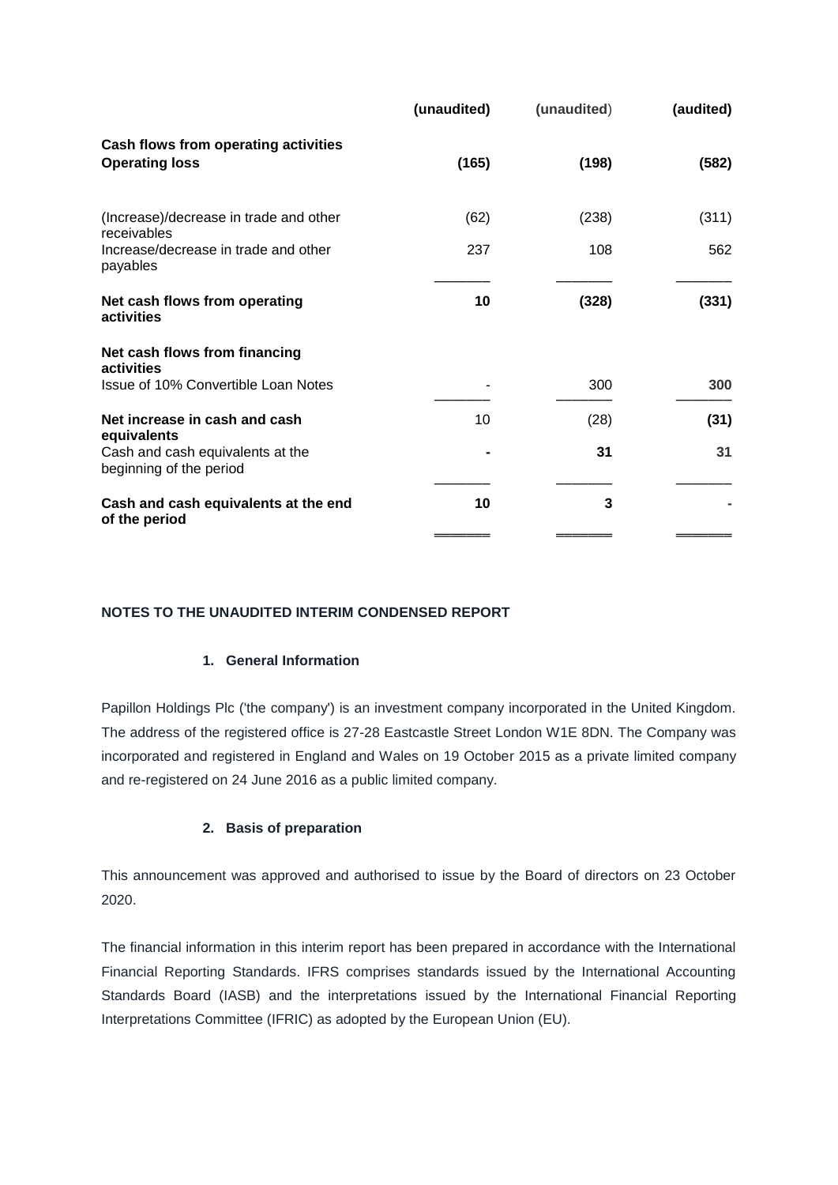| | (unaudited) | (unaudited) | (audited) |
|---|---|---|---|
| **Cash flows from operating activities** | | | |
| **Operating loss** | **(165)** | **(198)** | **(582)** |
| (Increase)/decrease in trade and other receivables | (62) | (238) | (311) |
| Increase/decrease in trade and other payables | 237 | 108 | 562 |
| **Net cash flows from operating activities** | **10** | **(328)** | **(331)** |
| **Net cash flows from financing activities** | | | |
| Issue of 10% Convertible Loan Notes | - | 300 | **300** |
| **Net increase in cash and cash equivalents** | 10 | (28) | **(31)** |
| Cash and cash equivalents at the beginning of the period | **-** | **31** | **31** |
| **Cash and cash equivalents at the end of the period** | **10** | **3** | **-** |

**NOTES TO THE UNAUDITED INTERIM CONDENSED REPORT**

**1. General Information**

Papillon Holdings Plc ('the company') is an investment company incorporated in the United Kingdom. The address of the registered office is 27-28 Eastcastle Street London W1E 8DN. The Company was incorporated and registered in England and Wales on 19 October 2015 as a private limited company and re-registered on 24 June 2016 as a public limited company.

**2. Basis of preparation**

This announcement was approved and authorised to issue by the Board of directors on 23 October 2020.

The financial information in this interim report has been prepared in accordance with the International Financial Reporting Standards. IFRS comprises standards issued by the International Accounting Standards Board (IASB) and the interpretations issued by the International Financial Reporting Interpretations Committee (IFRIC) as adopted by the European Union (EU).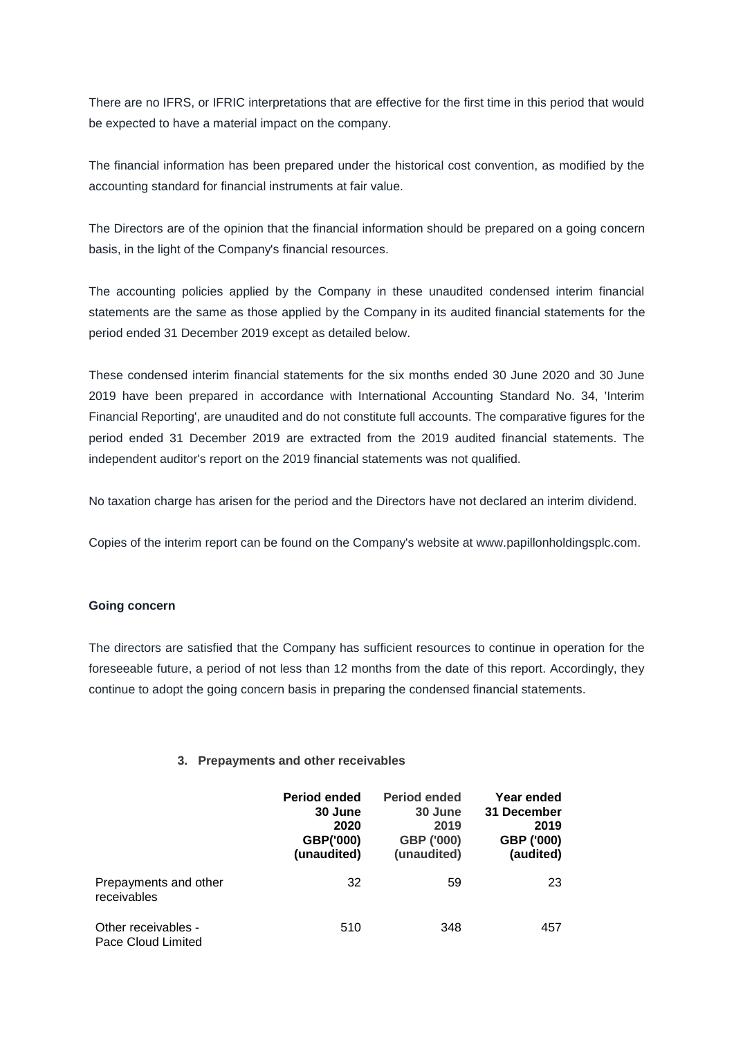There are no IFRS, or IFRIC interpretations that are effective for the first time in this period that would be expected to have a material impact on the company.

The financial information has been prepared under the historical cost convention, as modified by the accounting standard for financial instruments at fair value.

The Directors are of the opinion that the financial information should be prepared on a going concern basis, in the light of the Company's financial resources.

The accounting policies applied by the Company in these unaudited condensed interim financial statements are the same as those applied by the Company in its audited financial statements for the period ended 31 December 2019 except as detailed below.

These condensed interim financial statements for the six months ended 30 June 2020 and 30 June 2019 have been prepared in accordance with International Accounting Standard No. 34, 'Interim Financial Reporting', are unaudited and do not constitute full accounts. The comparative figures for the period ended 31 December 2019 are extracted from the 2019 audited financial statements. The independent auditor's report on the 2019 financial statements was not qualified.

No taxation charge has arisen for the period and the Directors have not declared an interim dividend.

Copies of the interim report can be found on the Company's website at www.papillonholdingsplc.com.

**Going concern**

The directors are satisfied that the Company has sufficient resources to continue in operation for the foreseeable future, a period of not less than 12 months from the date of this report. Accordingly, they continue to adopt the going concern basis in preparing the condensed financial statements.

**3. Prepayments and other receivables**

| | **Period ended 30 June 2020 GBP('000) (unaudited)** | **Period ended 30 June 2019 GBP ('000) (unaudited)** | **Year ended 31 December 2019 GBP ('000) (audited)** |
|---|---|---|---|
| Prepayments and other receivables | 32 | 59 | 23 |
| Other receivables - Pace Cloud Limited | 510 | 348 | 457 |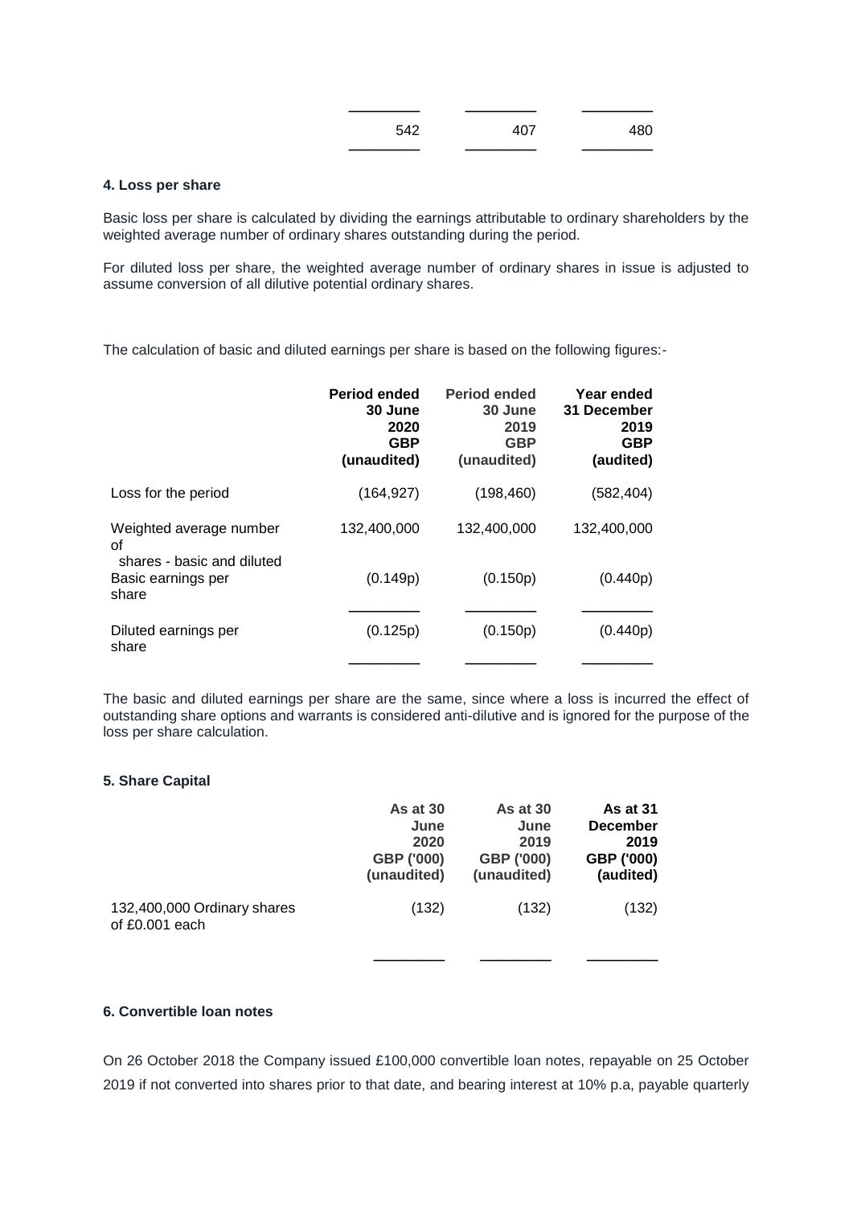| | | |
|---|---|---|
| 542 | 407 | 480 |

**4. Loss per share**

Basic loss per share is calculated by dividing the earnings attributable to ordinary shareholders by the weighted average number of ordinary shares outstanding during the period.

For diluted loss per share, the weighted average number of ordinary shares in issue is adjusted to assume conversion of all dilutive potential ordinary shares.

The calculation of basic and diluted earnings per share is based on the following figures:-

| | **Period ended 30 June 2020 GBP (unaudited)** | **Period ended 30 June 2019 GBP (unaudited)** | **Year ended 31 December 2019 GBP (audited)** |
|---|---|---|---|
| Loss for the period | (164,927) | (198,460) | (582,404) |
| Weighted average number of shares - basic and diluted | 132,400,000 | 132,400,000 | 132,400,000 |
| Basic earnings per share | (0.149p) | (0.150p) | (0.440p) |
| Diluted earnings per share | (0.125p) | (0.150p) | (0.440p) |

The basic and diluted earnings per share are the same, since where a loss is incurred the effect of outstanding share options and warrants is considered anti-dilutive and is ignored for the purpose of the loss per share calculation.

**5. Share Capital**

| | **As at 30 June 2020 GBP ('000) (unaudited)** | **As at 30 June 2019 GBP ('000) (unaudited)** | **As at 31 December 2019 GBP ('000) (audited)** |
|---|---|---|---|
| 132,400,000 Ordinary shares of £0.001 each | (132) | (132) | (132) |

**6. Convertible loan notes**

On 26 October 2018 the Company issued £100,000 convertible loan notes, repayable on 25 October 2019 if not converted into shares prior to that date, and bearing interest at 10% p.a, payable quarterly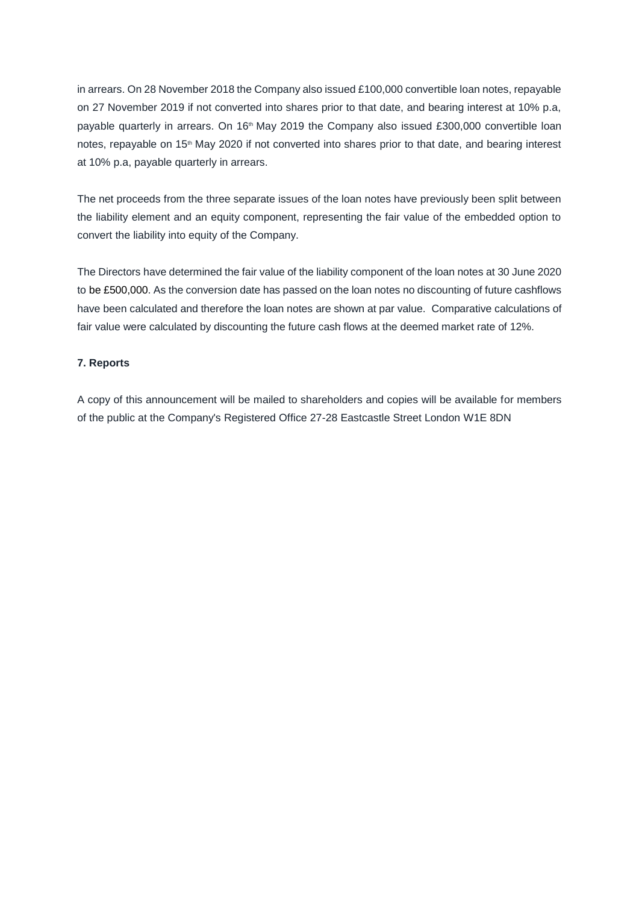in arrears. On 28 November 2018 the Company also issued £100,000 convertible loan notes, repayable on 27 November 2019 if not converted into shares prior to that date, and bearing interest at 10% p.a, payable quarterly in arrears. On 16th May 2019 the Company also issued £300,000 convertible loan notes, repayable on 15th May 2020 if not converted into shares prior to that date, and bearing interest at 10% p.a, payable quarterly in arrears.

The net proceeds from the three separate issues of the loan notes have previously been split between the liability element and an equity component, representing the fair value of the embedded option to convert the liability into equity of the Company.

The Directors have determined the fair value of the liability component of the loan notes at 30 June 2020 to be £500,000. As the conversion date has passed on the loan notes no discounting of future cashflows have been calculated and therefore the loan notes are shown at par value. Comparative calculations of fair value were calculated by discounting the future cash flows at the deemed market rate of 12%.

**7. Reports**

A copy of this announcement will be mailed to shareholders and copies will be available for members of the public at the Company's Registered Office 27-28 Eastcastle Street London W1E 8DN